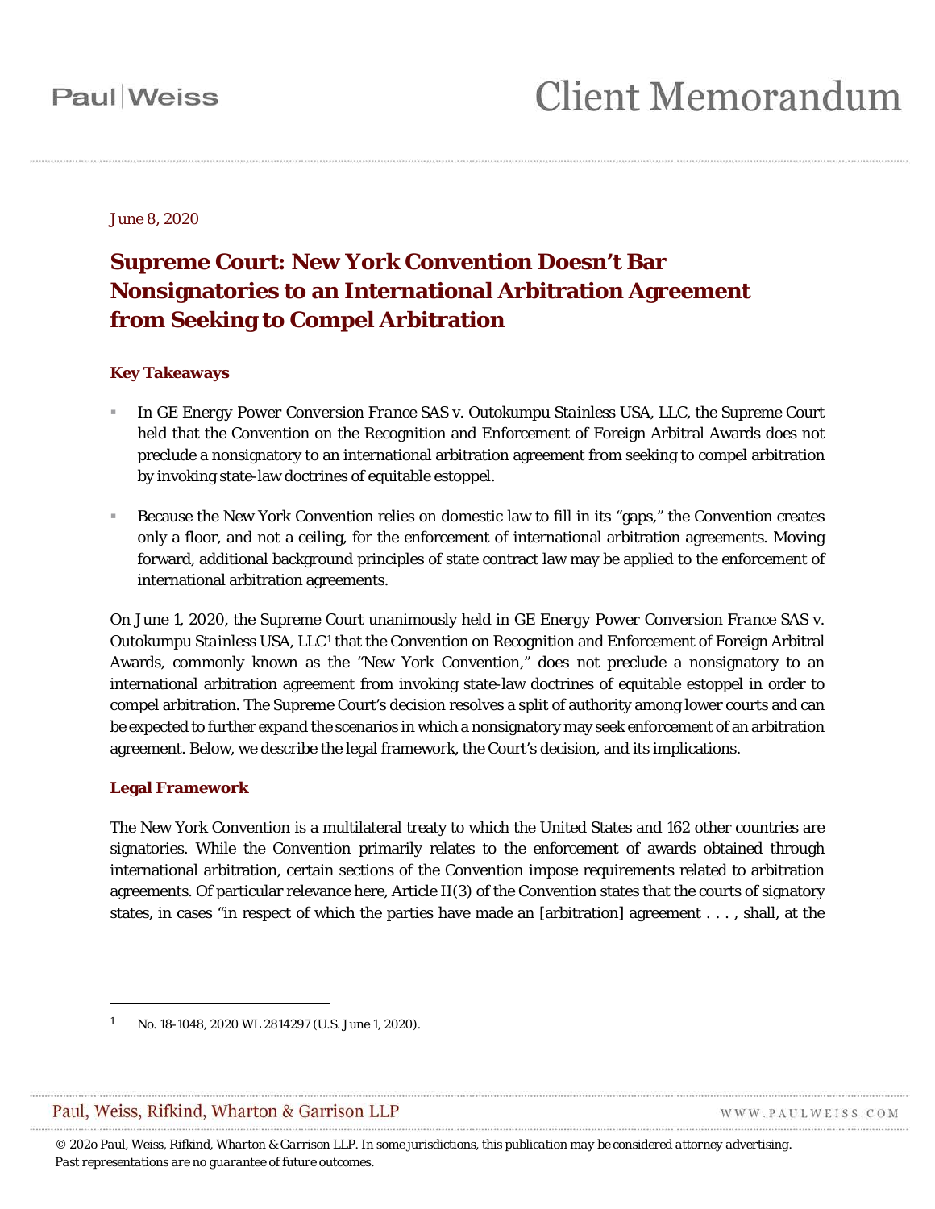June 8, 2020

# Supreme Court: New York Convention Doesn't Bar Nonsignatories to an International Arbitration Agreement from Seeking to Compel Arbitration

## Key Takeaways

- In *GE Energy Power Conversion France SAS v. Outokumpu Stainless USA, LLC*, the Supreme Court held that the Convention on the Recognition and Enforcement of Foreign Arbitral Awards does not preclude a nonsignatory to an international arbitration agreement from seeking to compel arbitration by invoking state-law doctrines of equitable estoppel.
- Because the New York Convention relies on domestic law to fill in its "gaps," the Convention creates only a floor, and not a ceiling, for the enforcement of international arbitration agreements. Moving forward, additional background principles of state contract law may be applied to the enforcement of international arbitration agreements.

On June 1, 2020, the Supreme Court unanimously held in *GE Energy Power Conversion France SAS v. Outokumpu Stainless USA, LLC*[1] that the Convention on Recognition and Enforcement of Foreign Arbitral Awards, commonly known as the "New York Convention," does not preclude a nonsignatory to an international arbitration agreement from invoking state-law doctrines of equitable estoppel in order to compel arbitration. The Supreme Court's decision resolves a split of authority among lower courts and can be expected to further expand the scenarios in which a nonsignatory may seek enforcement of an arbitration agreement. Below, we describe the legal framework, the Court's decision, and its implications.

## Legal Framework

The New York Convention is a multilateral treaty to which the United States and 162 other countries are signatories. While the Convention primarily relates to the enforcement of awards obtained through international arbitration, certain sections of the Convention impose requirements related to arbitration agreements. Of particular relevance here, Article II(3) of the Convention states that the courts of signatory states, in cases "in respect of which the parties have made an [arbitration] agreement . . . , shall, at the

---

[1] No. 18-1048, 2020 WL 2814297 (U.S. June 1, 2020).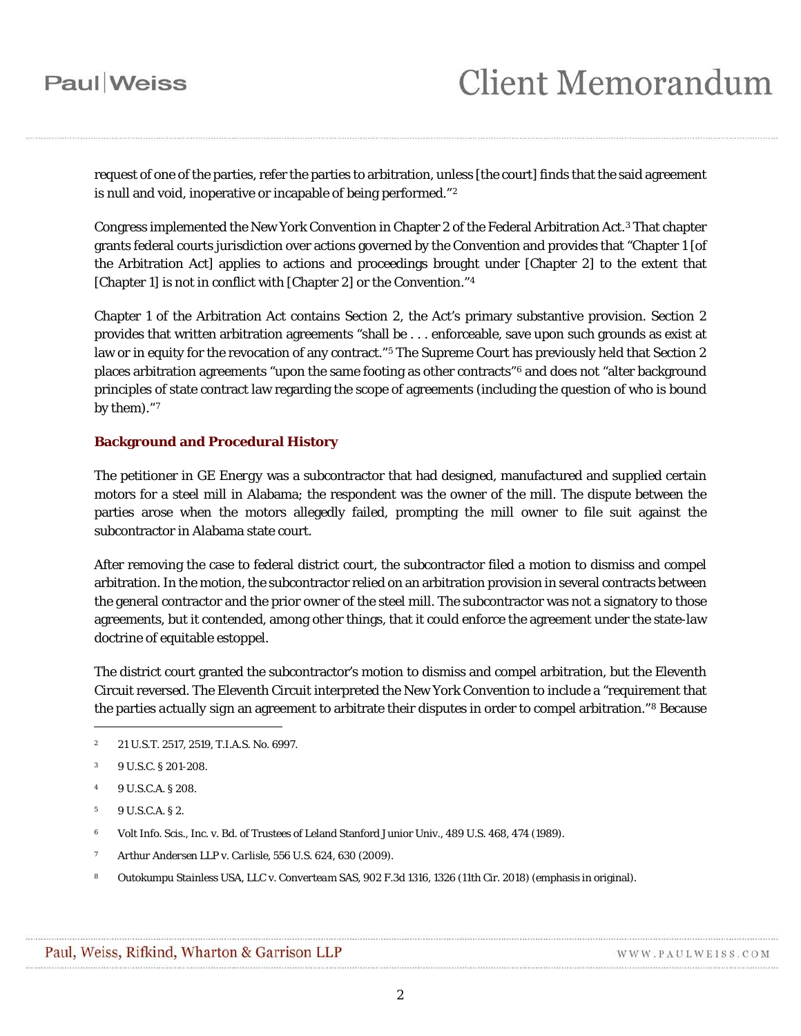request of one of the parties, refer the parties to arbitration, unless [the court] finds that the said agreement is null and void, inoperative or incapable of being performed."[2]

Congress implemented the New York Convention in Chapter 2 of the Federal Arbitration Act.[3] That chapter grants federal courts jurisdiction over actions governed by the Convention and provides that "Chapter 1 [of the Arbitration Act] applies to actions and proceedings brought under [Chapter 2] to the extent that [Chapter 1] is not in conflict with [Chapter 2] or the Convention."[4]

Chapter 1 of the Arbitration Act contains Section 2, the Act's primary substantive provision. Section 2 provides that written arbitration agreements "shall be . . . enforceable, save upon such grounds as exist at law or in equity for the revocation of any contract."[5] The Supreme Court has previously held that Section 2 places arbitration agreements "upon the same footing as other contracts"[6] and does not "alter background principles of state contract law regarding the scope of agreements (including the question of who is bound by them)."[7]

### Background and Procedural History

The petitioner in *GE Energy* was a subcontractor that had designed, manufactured and supplied certain motors for a steel mill in Alabama; the respondent was the owner of the mill. The dispute between the parties arose when the motors allegedly failed, prompting the mill owner to file suit against the subcontractor in Alabama state court.

After removing the case to federal district court, the subcontractor filed a motion to dismiss and compel arbitration. In the motion, the subcontractor relied on an arbitration provision in several contracts between the general contractor and the prior owner of the steel mill. The subcontractor was not a signatory to those agreements, but it contended, among other things, that it could enforce the agreement under the state-law doctrine of equitable estoppel.

The district court granted the subcontractor's motion to dismiss and compel arbitration, but the Eleventh Circuit reversed. The Eleventh Circuit interpreted the New York Convention to include a "requirement that the parties *actually sign* an agreement to arbitrate their disputes in order to compel arbitration."[8] Because

---

[2] 21 U.S.T. 2517, 2519, T.I.A.S. No. 6997.

[3] 9 U.S.C. § 201-208.

[4] 9 U.S.C.A. § 208.

[5] 9 U.S.C.A. § 2.

[6] *Volt Info. Scis., Inc. v. Bd. of Trustees of Leland Stanford Junior Univ.*, 489 U.S. 468, 474 (1989).

[7] *Arthur Andersen LLP v. Carlisle*, 556 U.S. 624, 630 (2009).

[8] *Outokumpu Stainless USA, LLC v. Converteam SAS*, 902 F.3d 1316, 1326 (11th Cir. 2018) (emphasis in original).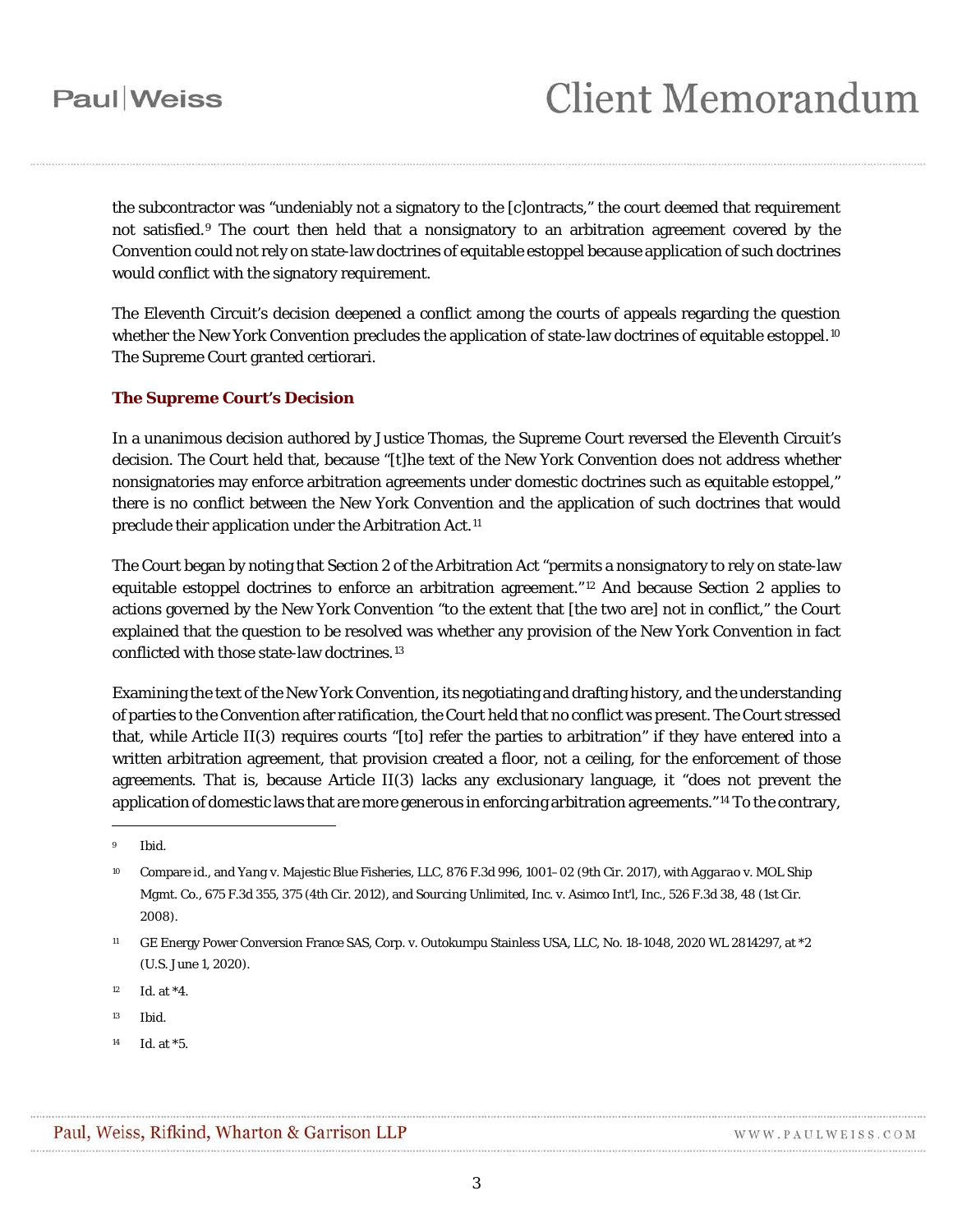the subcontractor was "undeniably not a signatory to the [c]ontracts," the court deemed that requirement not satisfied.[9] The court then held that a nonsignatory to an arbitration agreement covered by the Convention could not rely on state-law doctrines of equitable estoppel because application of such doctrines would conflict with the signatory requirement.

The Eleventh Circuit's decision deepened a conflict among the courts of appeals regarding the question whether the New York Convention precludes the application of state-law doctrines of equitable estoppel.[10] The Supreme Court granted certiorari.

### The Supreme Court's Decision

In a unanimous decision authored by Justice Thomas, the Supreme Court reversed the Eleventh Circuit's decision. The Court held that, because "[t]he text of the New York Convention does not address whether nonsignatories may enforce arbitration agreements under domestic doctrines such as equitable estoppel," there is no conflict between the New York Convention and the application of such doctrines that would preclude their application under the Arbitration Act.[11]

The Court began by noting that Section 2 of the Arbitration Act "permits a nonsignatory to rely on state-law equitable estoppel doctrines to enforce an arbitration agreement."[12] And because Section 2 applies to actions governed by the New York Convention "to the extent that [the two are] not in conflict," the Court explained that the question to be resolved was whether any provision of the New York Convention in fact conflicted with those state-law doctrines.[13]

Examining the text of the New York Convention, its negotiating and drafting history, and the understanding of parties to the Convention after ratification, the Court held that no conflict was present. The Court stressed that, while Article II(3) requires courts "[to] refer the parties to arbitration" if they have entered into a written arbitration agreement, that provision created a floor, not a ceiling, for the enforcement of those agreements. That is, because Article II(3) lacks any exclusionary language, it "does not prevent the application of domestic laws that are more generous in enforcing arbitration agreements."[14] To the contrary,

---

[9] Ibid.

[10] Compare id., and Yang v. Majestic Blue Fisheries, LLC, 876 F.3d 996, 1001–02 (9th Cir. 2017), with *Aggarao* v. MOL Ship Mgmt. Co., 675 F.3d 355, 375 (4th Cir. 2012), and Sourcing Unlimited, Inc. v. Asimco Int'l, Inc., 526 F.3d 38, 48 (1st Cir. 2008).

[11] GE Energy Power Conversion France SAS, Corp. v. Outokumpu Stainless USA, LLC, No. 18-1048, 2020 WL 2814297, at *2 (U.S. June 1, 2020).

[12] Id. at *4.

[13] Ibid.

[14] Id. at *5.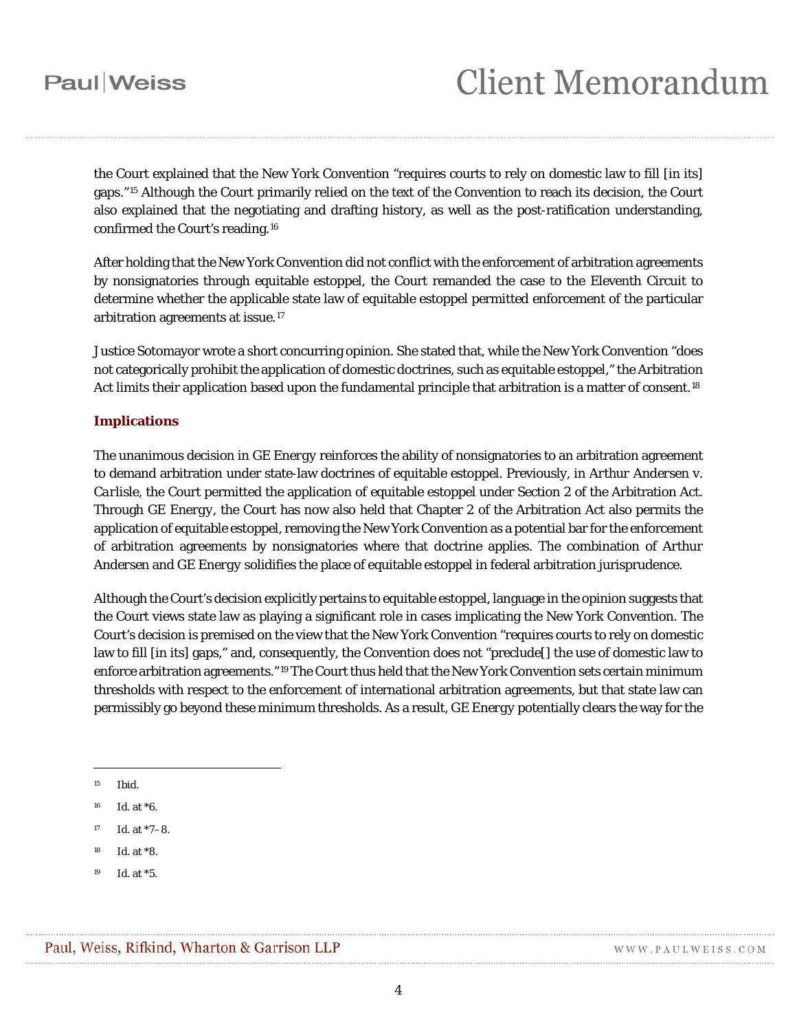the Court explained that the New York Convention "requires courts to rely on domestic law to fill [in its] gaps."[15] Although the Court primarily relied on the text of the Convention to reach its decision, the Court also explained that the negotiating and drafting history, as well as the post-ratification understanding, confirmed the Court's reading.[16]

After holding that the New York Convention did not conflict with the enforcement of arbitration agreements by nonsignatories through equitable estoppel, the Court remanded the case to the Eleventh Circuit to determine whether the applicable state law of equitable estoppel permitted enforcement of the particular arbitration agreements at issue.[17]

Justice Sotomayor wrote a short concurring opinion. She stated that, while the New York Convention "does not categorically prohibit the application of domestic doctrines, such as equitable estoppel," the Arbitration Act limits their application based upon the fundamental principle that arbitration is a matter of consent.[18]

## Implications

The unanimous decision in *GE Energy* reinforces the ability of nonsignatories to an arbitration agreement to demand arbitration under state-law doctrines of equitable estoppel. Previously, in *Arthur Andersen v. Carlisle*, the Court permitted the application of equitable estoppel under Section 2 of the Arbitration Act. Through *GE Energy*, the Court has now also held that Chapter 2 of the Arbitration Act also permits the application of equitable estoppel, removing the New York Convention as a potential bar for the enforcement of arbitration agreements by nonsignatories where that doctrine applies. The combination of *Arthur Andersen* and *GE Energy* solidifies the place of equitable estoppel in federal arbitration jurisprudence.

Although the Court's decision explicitly pertains to equitable estoppel, language in the opinion suggests that the Court views state law as playing a significant role in cases implicating the New York Convention. The Court's decision is premised on the view that the New York Convention "requires courts to rely on domestic law to fill [in its] gaps," and, consequently, the Convention does not "preclude[] the use of domestic law to enforce arbitration agreements."[19] The Court thus held that the New York Convention sets certain minimum thresholds with respect to the enforcement of international arbitration agreements, but that state law can permissibly go beyond these minimum thresholds. As a result, *GE Energy* potentially clears the way for the

---

15 Ibid.

16 Id. at *6.

17 Id. at *7–8.

18 Id. at *8.

19 Id. at *5.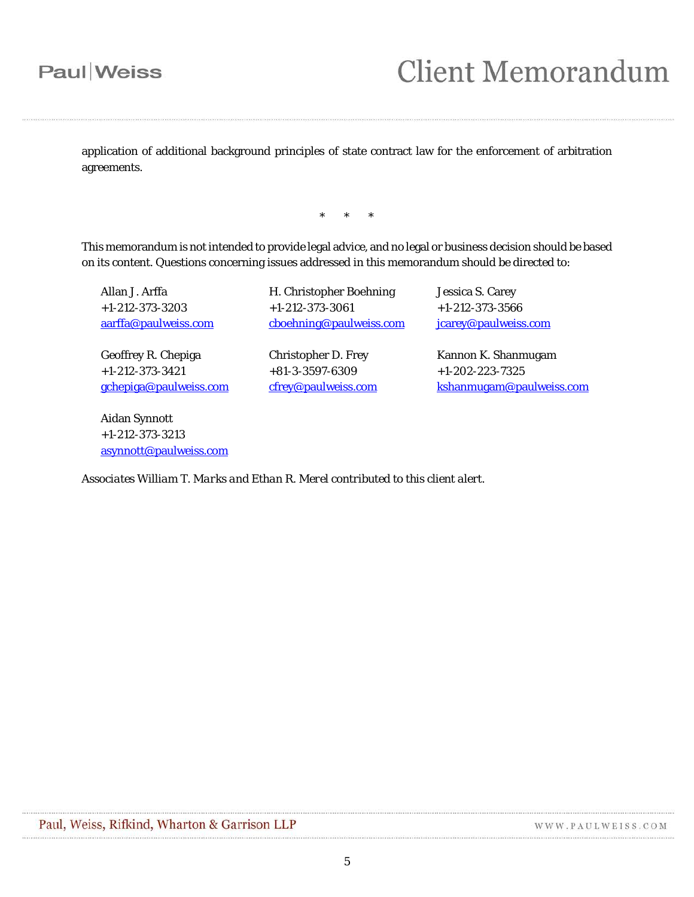application of additional background principles of state contract law for the enforcement of arbitration agreements.

*      *      *

This memorandum is not intended to provide legal advice, and no legal or business decision should be based on its content. Questions concerning issues addressed in this memorandum should be directed to:

Allan J. Arffa
+1-212-373-3203
aarffa@paulweiss.com

H. Christopher Boehning
+1-212-373-3061
cboehning@paulweiss.com

Jessica S. Carey
+1-212-373-3566
jcarey@paulweiss.com

Geoffrey R. Chepiga
+1-212-373-3421
gchepiga@paulweiss.com

Christopher D. Frey
+81-3-3597-6309
cfrey@paulweiss.com

Kannon K. Shanmugam
+1-202-223-7325
kshanmugam@paulweiss.com

Aidan Synnott
+1-212-373-3213
asynnott@paulweiss.com

*Associates William T. Marks and Ethan R. Merel contributed to this client alert.*